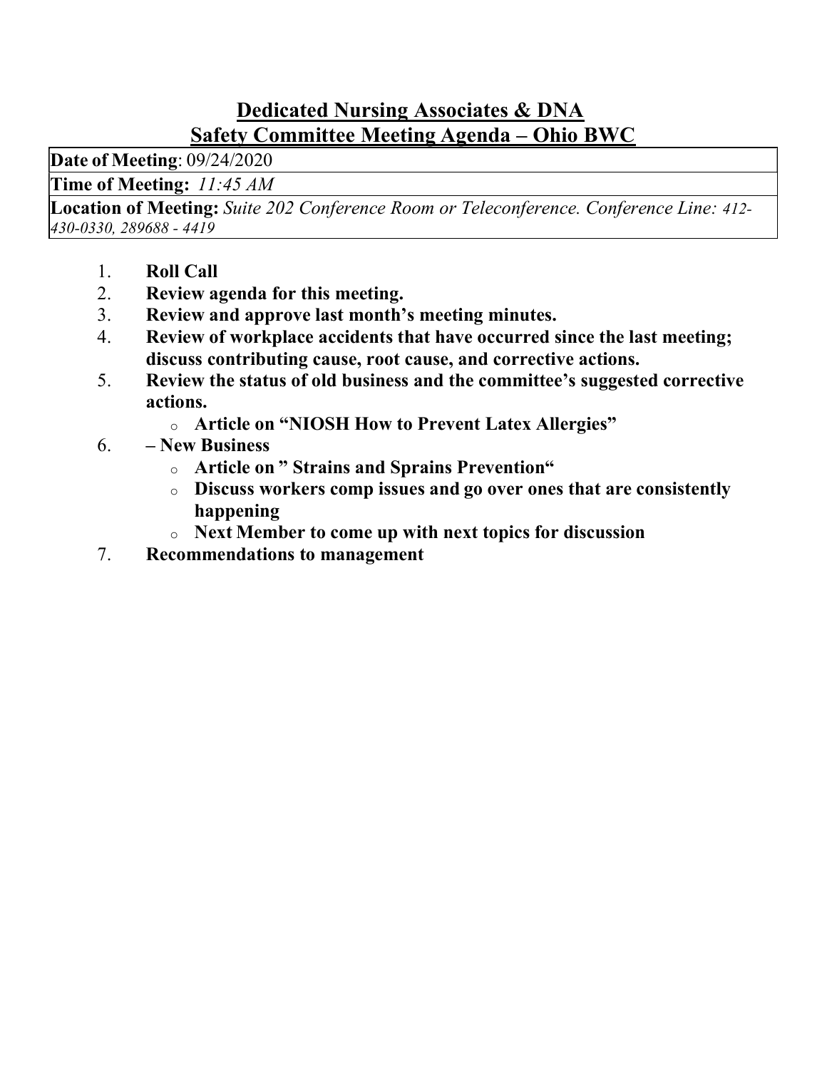# Dedicated Nursing Associates & DNA
## Safety Committee Meeting Agenda – Ohio BWC

**Date of Meeting**: 09/24/2020

**Time of Meeting:** *11:45 AM*

**Location of Meeting:** *Suite 202 Conference Room or Teleconference. Conference Line: 412-430-0330, 289688 - 4419*

1. **Roll Call**
2. **Review agenda for this meeting.**
3. **Review and approve last month's meeting minutes.**
4. **Review of workplace accidents that have occurred since the last meeting; discuss contributing cause, root cause, and corrective actions.**
5. **Review the status of old business and the committee's suggested corrective actions.**
   - **Article on "NIOSH How to Prevent Latex Allergies"**
6. **– New Business**
   - **Article on " Strains and Sprains Prevention"**
   - **Discuss workers comp issues and go over ones that are consistently happening**
   - **Next Member to come up with next topics for discussion**
7. **Recommendations to management**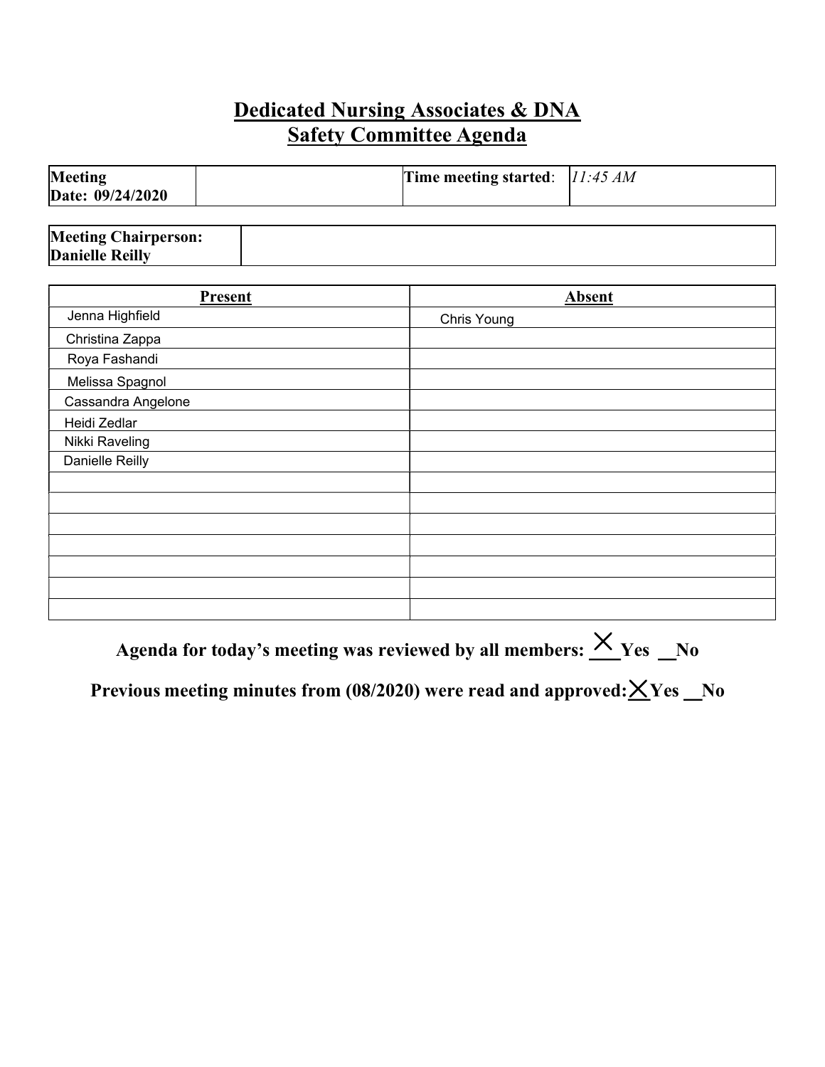# Dedicated Nursing Associates & DNA

## Safety Committee Agenda

| Meeting Date: 09/24/2020 | | Time meeting started: | *11:45 AM* |
|---|---|---|---|

| Meeting Chairperson: Danielle Reilly | |
|---|---|

| Present | Absent |
|---|---|
| Jenna Highfield | Chris Young |
| Christina Zappa | |
| Roya Fashandi | |
| Melissa Spagnol | |
| Cassandra Angelone | |
| Heidi Zedlar | |
| Nikki Raveling | |
| Danielle Reilly | |
| | |
| | |
| | |
| | |
| | |
| | |
| | |

**Agenda for today's meeting was reviewed by all members: X Yes __No**

**Previous meeting minutes from (08/2020) were read and approved: X Yes __No**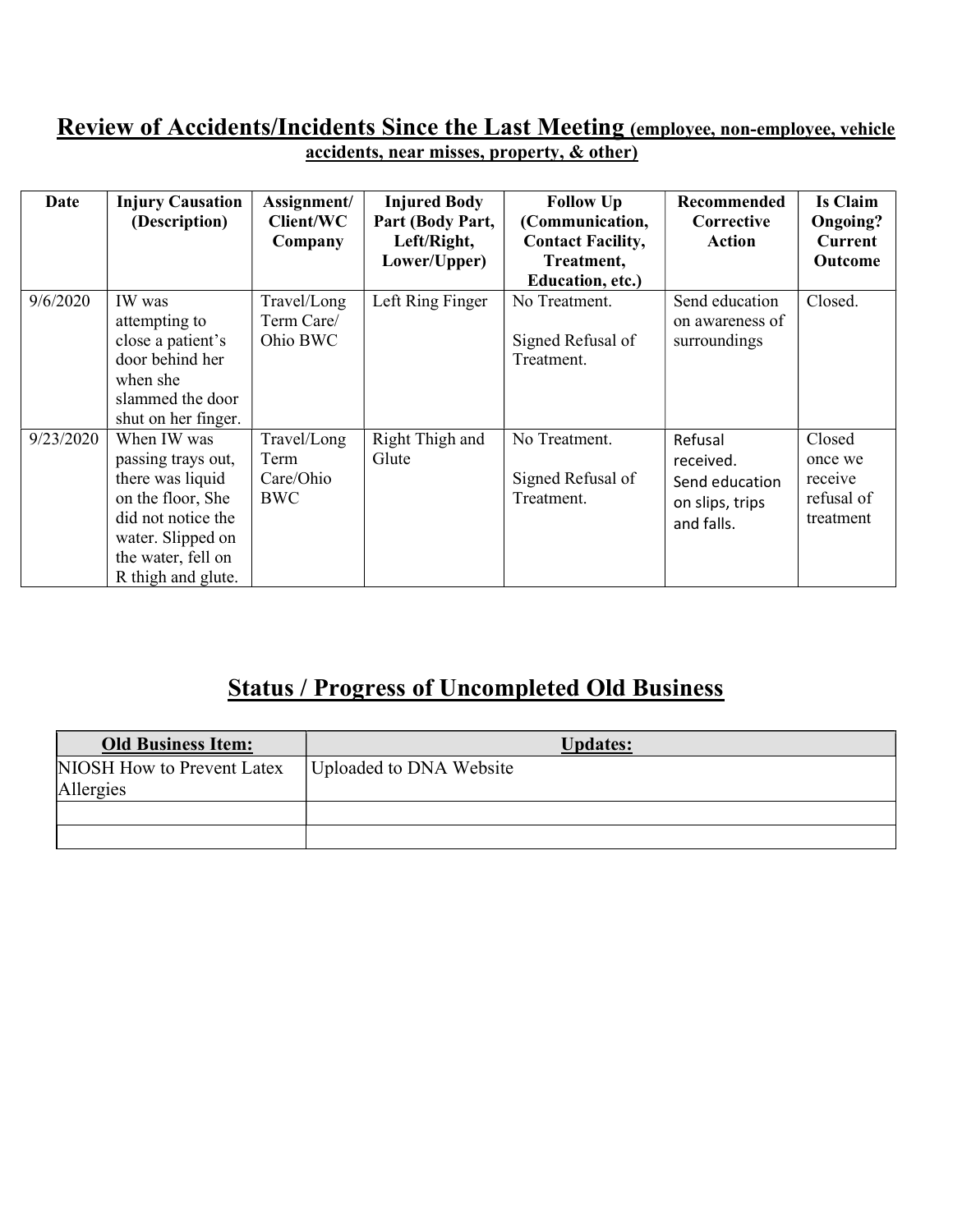## **Review of Accidents/Incidents Since the Last Meeting** (employee, non-employee, vehicle accidents, near misses, property, & other)

| Date | Injury Causation (Description) | Assignment/ Client/WC Company | Injured Body Part (Body Part, Left/Right, Lower/Upper) | Follow Up (Communication, Contact Facility, Treatment, Education, etc.) | Recommended Corrective Action | Is Claim Ongoing? Current Outcome |
|---|---|---|---|---|---|---|
| 9/6/2020 | IW was attempting to close a patient's door behind her when she slammed the door shut on her finger. | Travel/Long Term Care/ Ohio BWC | Left Ring Finger | No Treatment.<br><br>Signed Refusal of Treatment. | Send education on awareness of surroundings | Closed. |
| 9/23/2020 | When IW was passing trays out, there was liquid on the floor, She did not notice the water. Slipped on the water, fell on R thigh and glute. | Travel/Long Term Care/Ohio BWC | Right Thigh and Glute | No Treatment.<br><br>Signed Refusal of Treatment. | Refusal received. Send education on slips, trips and falls. | Closed once we receive refusal of treatment |

## **Status / Progress of Uncompleted Old Business**

| Old Business Item: | Updates: |
|---|---|
| NIOSH How to Prevent Latex Allergies | Uploaded to DNA Website |
| | |
| | |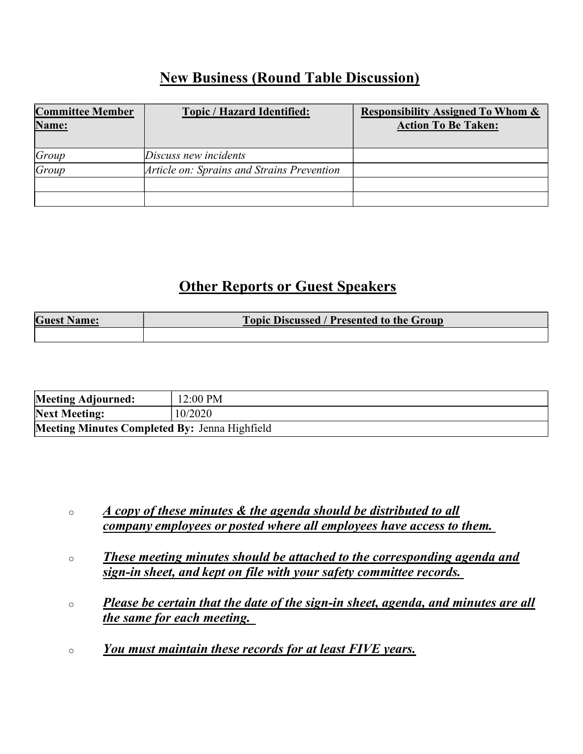## New Business (Round Table Discussion)

| Committee Member Name: | Topic / Hazard Identified: | Responsibility Assigned To Whom & Action To Be Taken: |
|---|---|---|
| *Group* | *Discuss new incidents* | |
| *Group* | *Article on: Sprains and Strains Prevention* | |
| | | |
| | | |

## Other Reports or Guest Speakers

| Guest Name: | Topic Discussed / Presented to the Group |
|---|---|
| | |

| | |
|---|---|
| **Meeting Adjourned:** | 12:00 PM |
| **Next Meeting:** | 10/2020 |
| **Meeting Minutes Completed By:** Jenna Highfield | |

- ***A copy of these minutes & the agenda should be distributed to all company employees or posted where all employees have access to them.***
- ***These meeting minutes should be attached to the corresponding agenda and sign-in sheet, and kept on file with your safety committee records.***
- ***Please be certain that the date of the sign-in sheet, agenda, and minutes are all the same for each meeting.***
- ***You must maintain these records for at least FIVE years.***